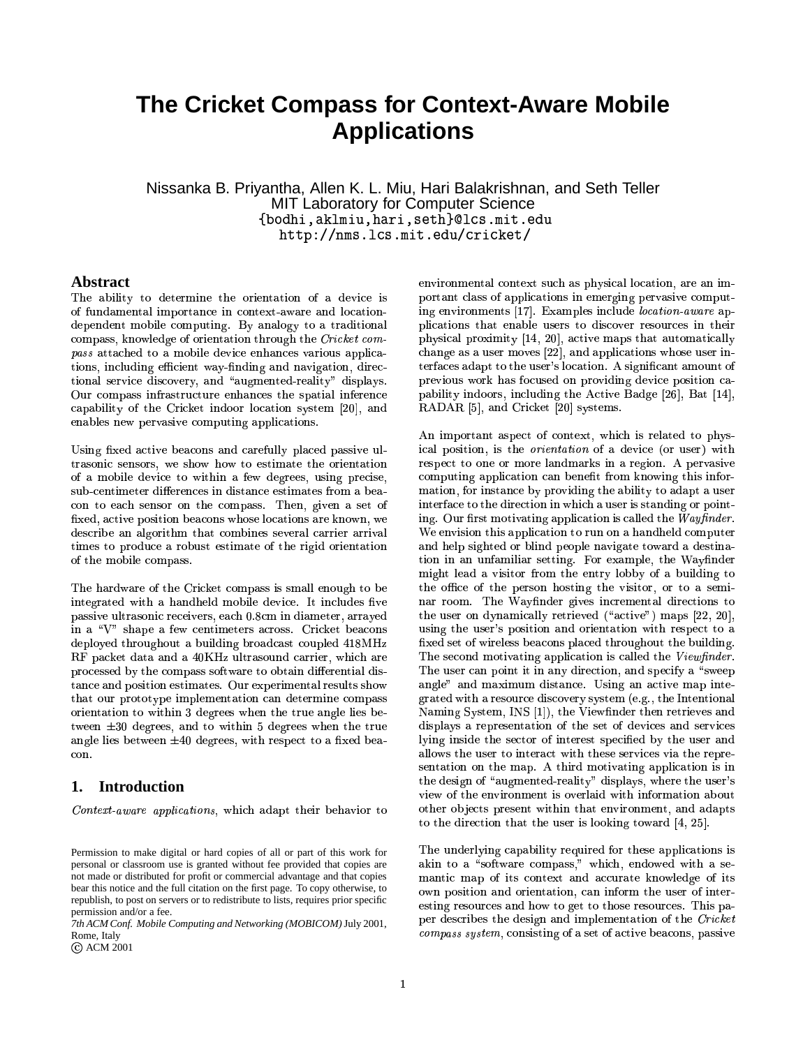# The Cricket Compass for Context-Aware Mobile Applications

Nissanka B. Priyantha, Allen K. L. Miu, Hari Balakrishnan, and Seth Teller
MIT Laboratory for Computer Science
{bodhi,aklmiu,hari,seth}@lcs.mit.edu
http://nms.lcs.mit.edu/cricket/

## Abstract

The ability to determine the orientation of a device is of fundamental importance in context-aware and location-dependent mobile computing. By analogy to a traditional compass, knowledge of orientation through the *Cricket compass* attached to a mobile device enhances various applications, including efficient way-finding and navigation, directional service discovery, and "augmented-reality" displays. Our compass infrastructure enhances the spatial inference capability of the Cricket indoor location system [20], and enables new pervasive computing applications.

Using fixed active beacons and carefully placed passive ultrasonic sensors, we show how to estimate the orientation of a mobile device to within a few degrees, using precise, sub-centimeter differences in distance estimates from a beacon to each sensor on the compass. Then, given a set of fixed, active position beacons whose locations are known, we describe an algorithm that combines several carrier arrival times to produce a robust estimate of the rigid orientation of the mobile compass.

The hardware of the Cricket compass is small enough to be integrated with a handheld mobile device. It includes five passive ultrasonic receivers, each 0.8cm in diameter, arrayed in a "V" shape a few centimeters across. Cricket beacons deployed throughout a building broadcast coupled 418MHz RF packet data and a 40KHz ultrasound carrier, which are processed by the compass software to obtain differential distance and position estimates. Our experimental results show that our prototype implementation can determine compass orientation to within 3 degrees when the true angle lies between $\pm 30$ degrees, and to within 5 degrees when the true angle lies between $\pm 40$ degrees, with respect to a fixed beacon.

## 1. Introduction

*Context-aware applications*, which adapt their behavior to environmental context such as physical location, are an important class of applications in emerging pervasive computing environments [17]. Examples include *location-aware* applications that enable users to discover resources in their physical proximity [14, 20], active maps that automatically change as a user moves [22], and applications whose user interfaces adapt to the user's location. A significant amount of previous work has focused on providing device position capability indoors, including the Active Badge [26], Bat [14], RADAR [5], and Cricket [20] systems.

An important aspect of context, which is related to physical position, is the *orientation* of a device (or user) with respect to one or more landmarks in a region. A pervasive computing application can benefit from knowing this information, for instance by providing the ability to adapt a user interface to the direction in which a user is standing or pointing. Our first motivating application is called the *Wayfinder*. We envision this application to run on a handheld computer and help sighted or blind people navigate toward a destination in an unfamiliar setting. For example, the Wayfinder might lead a visitor from the entry lobby of a building to the office of the person hosting the visitor, or to a seminar room. The Wayfinder gives incremental directions to the user on dynamically retrieved ("active") maps [22, 20], using the user's position and orientation with respect to a fixed set of wireless beacons placed throughout the building. The second motivating application is called the *Viewfinder*. The user can point it in any direction, and specify a "sweep angle" and maximum distance. Using an active map integrated with a resource discovery system (e.g., the Intentional Naming System, INS [1]), the Viewfinder then retrieves and displays a representation of the set of devices and services lying inside the sector of interest specified by the user and allows the user to interact with these services via the representation on the map. A third motivating application is in the design of "augmented-reality" displays, where the user's view of the environment is overlaid with information about other objects present within that environment, and adapts to the direction that the user is looking toward [4, 25].

The underlying capability required for these applications is akin to a "software compass," which, endowed with a semantic map of its context and accurate knowledge of its own position and orientation, can inform the user of interesting resources and how to get to those resources. This paper describes the design and implementation of the *Cricket compass system*, consisting of a set of active beacons, passive

Permission to make digital or hard copies of all or part of this work for personal or classroom use is granted without fee provided that copies are not made or distributed for profit or commercial advantage and that copies bear this notice and the full citation on the first page. To copy otherwise, to republish, to post on servers or to redistribute to lists, requires prior specific permission and/or a fee.
*7th ACM Conf. Mobile Computing and Networking (MOBICOM)* July 2001, Rome, Italy
© ACM 2001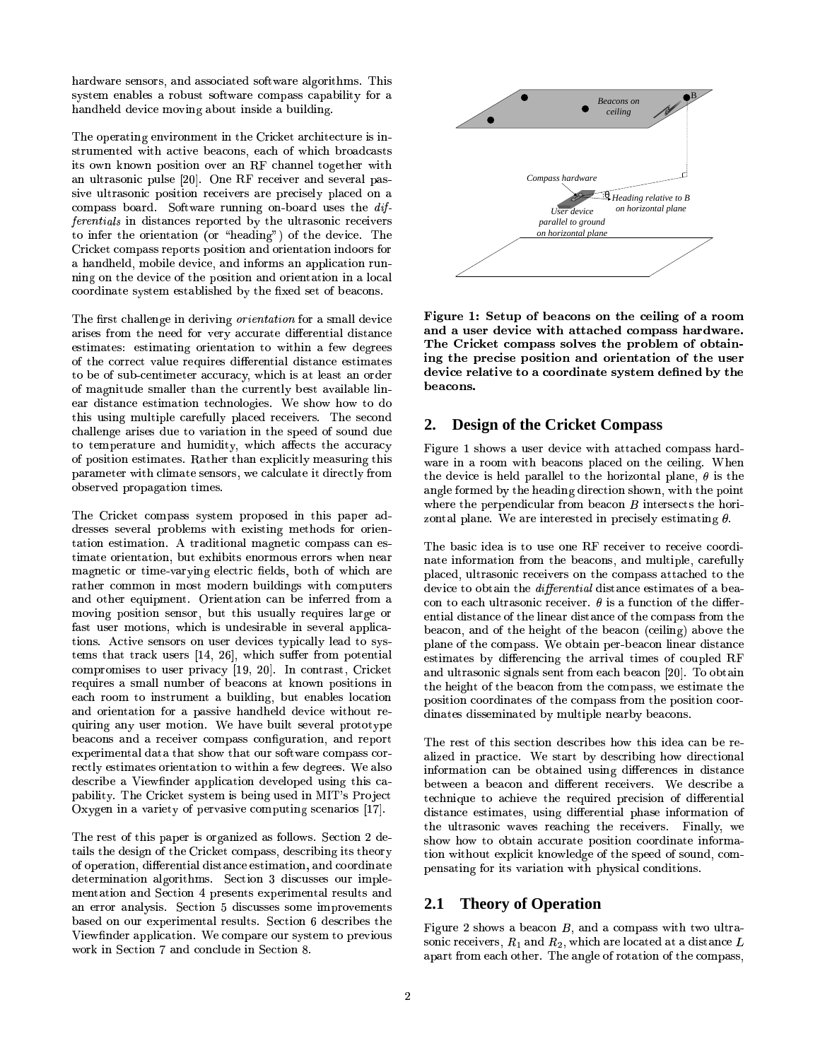hardware sensors, and associated software algorithms. This system enables a robust software compass capability for a handheld device moving about inside a building.

The operating environment in the Cricket architecture is instrumented with active beacons, each of which broadcasts its own known position over an RF channel together with an ultrasonic pulse [20]. One RF receiver and several passive ultrasonic position receivers are precisely placed on a compass board. Software running on-board uses the *differentials* in distances reported by the ultrasonic receivers to infer the orientation (or "heading") of the device. The Cricket compass reports position and orientation indoors for a handheld, mobile device, and informs an application running on the device of the position and orientation in a local coordinate system established by the fixed set of beacons.

The first challenge in deriving *orientation* for a small device arises from the need for very accurate differential distance estimates: estimating orientation to within a few degrees of the correct value requires differential distance estimates to be of sub-centimeter accuracy, which is at least an order of magnitude smaller than the currently best available linear distance estimation technologies. We show how to do this using multiple carefully placed receivers. The second challenge arises due to variation in the speed of sound due to temperature and humidity, which affects the accuracy of position estimates. Rather than explicitly measuring this parameter with climate sensors, we calculate it directly from observed propagation times.

The Cricket compass system proposed in this paper addresses several problems with existing methods for orientation estimation. A traditional magnetic compass can estimate orientation, but exhibits enormous errors when near magnetic or time-varying electric fields, both of which are rather common in most modern buildings with computers and other equipment. Orientation can be inferred from a moving position sensor, but this usually requires large or fast user motions, which is undesirable in several applications. Active sensors on user devices typically lead to systems that track users [14, 26], which suffer from potential compromises to user privacy [19, 20]. In contrast, Cricket requires a small number of beacons at known positions in each room to instrument a building, but enables location and orientation for a passive handheld device without requiring any user motion. We have built several prototype beacons and a receiver compass configuration, and report experimental data that show that our software compass correctly estimates orientation to within a few degrees. We also describe a Viewfinder application developed using this capability. The Cricket system is being used in MIT's Project Oxygen in a variety of pervasive computing scenarios [17].

The rest of this paper is organized as follows. Section 2 details the design of the Cricket compass, describing its theory of operation, differential distance estimation, and coordinate determination algorithms. Section 3 discusses our implementation and Section 4 presents experimental results and an error analysis. Section 5 discusses some improvements based on our experimental results. Section 6 describes the Viewfinder application. We compare our system to previous work in Section 7 and conclude in Section 8.

**Figure 1: Setup of beacons on the ceiling of a room and a user device with attached compass hardware. The Cricket compass solves the problem of obtaining the precise position and orientation of the user device relative to a coordinate system defined by the beacons.**

## 2. Design of the Cricket Compass

Figure 1 shows a user device with attached compass hardware in a room with beacons placed on the ceiling. When the device is held parallel to the horizontal plane, $\theta$ is the angle formed by the heading direction shown, with the point where the perpendicular from beacon $B$ intersects the horizontal plane. We are interested in precisely estimating $\theta$.

The basic idea is to use one RF receiver to receive coordinate information from the beacons, and multiple, carefully placed, ultrasonic receivers on the compass attached to the device to obtain the *differential* distance estimates of a beacon to each ultrasonic receiver. $\theta$ is a function of the differential distance of the linear distance of the compass from the beacon, and of the height of the beacon (ceiling) above the plane of the compass. We obtain per-beacon linear distance estimates by differencing the arrival times of coupled RF and ultrasonic signals sent from each beacon [20]. To obtain the height of the beacon from the compass, we estimate the position coordinates of the compass from the position coordinates disseminated by multiple nearby beacons.

The rest of this section describes how this idea can be realized in practice. We start by describing how directional information can be obtained using differences in distance between a beacon and different receivers. We describe a technique to achieve the required precision of differential distance estimates, using differential phase information of the ultrasonic waves reaching the receivers. Finally, we show how to obtain accurate position coordinate information without explicit knowledge of the speed of sound, compensating for its variation with physical conditions.

### 2.1 Theory of Operation

Figure 2 shows a beacon $B$, and a compass with two ultrasonic receivers, $R_1$ and $R_2$, which are located at a distance $L$ apart from each other. The angle of rotation of the compass,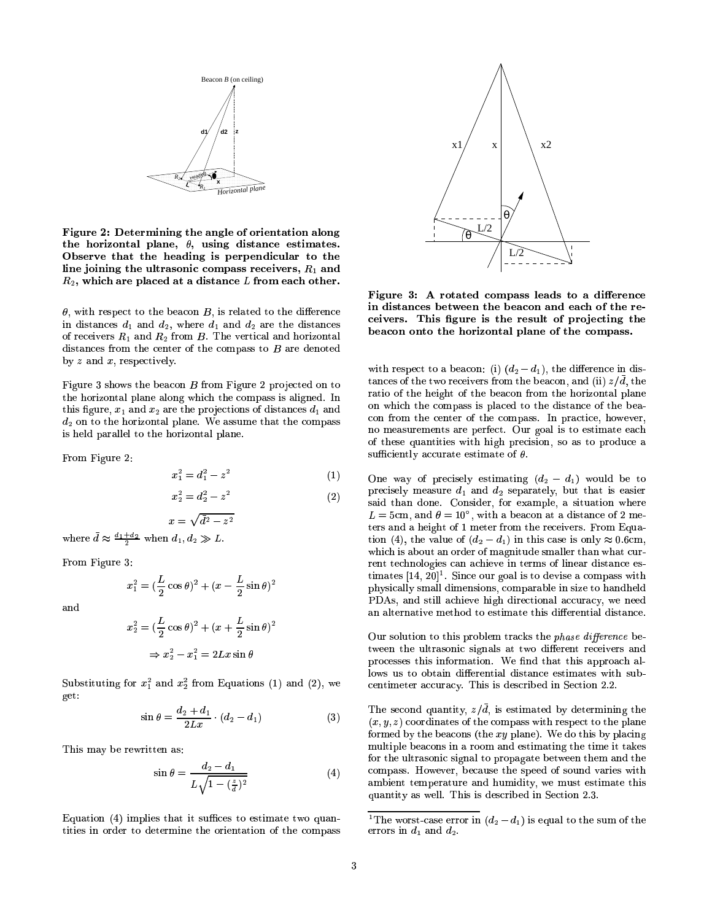**Figure 2: Determining the angle of orientation along the horizontal plane, $\theta$, using distance estimates. Observe that the heading is perpendicular to the line joining the ultrasonic compass receivers, $R_1$ and $R_2$, which are placed at a distance $L$ from each other.**

$\theta$, with respect to the beacon $B$, is related to the difference in distances $d_1$ and $d_2$, where $d_1$ and $d_2$ are the distances of receivers $R_1$ and $R_2$ from $B$. The vertical and horizontal distances from the center of the compass to $B$ are denoted by $z$ and $x$, respectively.

Figure 3 shows the beacon $B$ from Figure 2 projected on to the horizontal plane along which the compass is aligned. In this figure, $x_1$ and $x_2$ are the projections of distances $d_1$ and $d_2$ on to the horizontal plane. We assume that the compass is held parallel to the horizontal plane.

From Figure 2:

$$x_1^2 = d_1^2 - z^2 \quad (1)$$

$$x_2^2 = d_2^2 - z^2 \quad (2)$$

$$x = \sqrt{\bar{d}^2 - z^2}$$

where $\bar{d} \approx \frac{d_1+d_2}{2}$ when $d_1, d_2 \gg L$.

From Figure 3:

$$x_1^2 = (\frac{L}{2}\cos\theta)^2 + (x - \frac{L}{2}\sin\theta)^2$$

and

$$x_2^2 = (\frac{L}{2}\cos\theta)^2 + (x + \frac{L}{2}\sin\theta)^2$$

$$\Rightarrow x_2^2 - x_1^2 = 2Lx\sin\theta$$

Substituting for $x_1^2$ and $x_2^2$ from Equations (1) and (2), we get:

$$\sin\theta = \frac{d_2+d_1}{2Lx} \cdot (d_2 - d_1) \quad (3)$$

This may be rewritten as:

$$\sin\theta = \frac{d_2 - d_1}{L\sqrt{1-(\frac{z}{\bar{d}})^2}} \quad (4)$$

Equation (4) implies that it suffices to estimate two quantities in order to determine the orientation of the compass with respect to a beacon: (i) $(d_2 - d_1)$, the difference in distances of the two receivers from the beacon, and (ii) $z/\bar{d}$, the ratio of the height of the beacon from the horizontal plane on which the compass is placed to the distance of the beacon from the center of the compass. In practice, however, no measurements are perfect. Our goal is to estimate each of these quantities with high precision, so as to produce a sufficiently accurate estimate of $\theta$.

**Figure 3: A rotated compass leads to a difference in distances between the beacon and each of the receivers. This figure is the result of projecting the beacon onto the horizontal plane of the compass.**

One way of precisely estimating $(d_2 - d_1)$ would be to precisely measure $d_1$ and $d_2$ separately, but that is easier said than done. Consider, for example, a situation where $L = 5$cm, and $\theta = 10°$, with a beacon at a distance of 2 meters and a height of 1 meter from the receivers. From Equation (4), the value of $(d_2 - d_1)$ in this case is only $\approx 0.6$cm, which is about an order of magnitude smaller than what current technologies can achieve in terms of linear distance estimates [14, 20][1]. Since our goal is to devise a compass with physically small dimensions, comparable in size to handheld PDAs, and still achieve high directional accuracy, we need an alternative method to estimate this differential distance.

Our solution to this problem tracks the *phase difference* between the ultrasonic signals at two different receivers and processes this information. We find that this approach allows us to obtain differential distance estimates with subcentimeter accuracy. This is described in Section 2.2.

The second quantity, $z/\bar{d}$, is estimated by determining the $(x, y, z)$ coordinates of the compass with respect to the plane formed by the beacons (the $xy$ plane). We do this by placing multiple beacons in a room and estimating the time it takes for the ultrasonic signal to propagate between them and the compass. However, because the speed of sound varies with ambient temperature and humidity, we must estimate this quantity as well. This is described in Section 2.3.

[1] The worst-case error in $(d_2 - d_1)$ is equal to the sum of the errors in $d_1$ and $d_2$.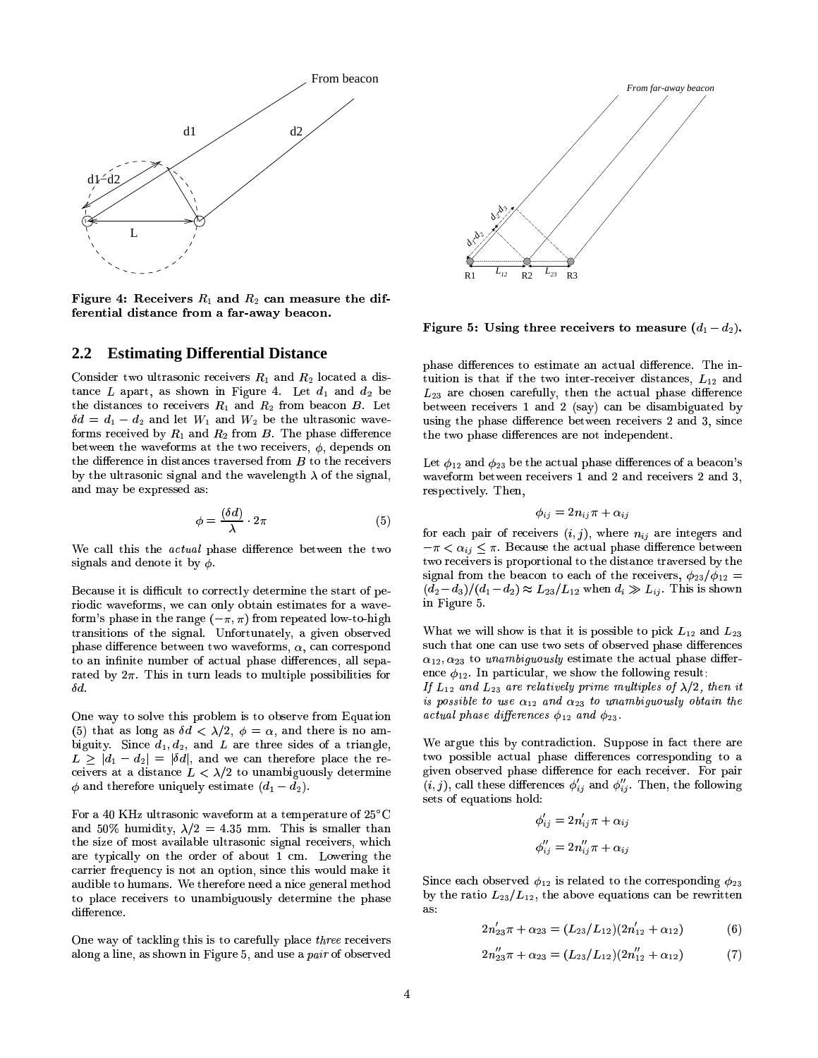Figure 4: Receivers $R_1$ and $R_2$ can measure the differential distance from a far-away beacon.

Figure 5: Using three receivers to measure $(d_1 - d_2)$.

## 2.2 Estimating Differential Distance

Consider two ultrasonic receivers $R_1$ and $R_2$ located a distance $L$ apart, as shown in Figure 4. Let $d_1$ and $d_2$ be the distances to receivers $R_1$ and $R_2$ from beacon $B$. Let $\delta d = d_1 - d_2$ and let $W_1$ and $W_2$ be the ultrasonic waveforms received by $R_1$ and $R_2$ from $B$. The phase difference between the waveforms at the two receivers, $\phi$, depends on the difference in distances traversed from $B$ to the receivers by the ultrasonic signal and the wavelength $\lambda$ of the signal, and may be expressed as:

$$\phi = \frac{(\delta d)}{\lambda} \cdot 2\pi \tag{5}$$

We call this the *actual* phase difference between the two signals and denote it by $\phi$.

Because it is difficult to correctly determine the start of periodic waveforms, we can only obtain estimates for a waveform's phase in the range $(-\pi, \pi)$ from repeated low-to-high transitions of the signal. Unfortunately, a given observed phase difference between two waveforms, $\alpha$, can correspond to an infinite number of actual phase differences, all separated by $2\pi$. This in turn leads to multiple possibilities for $\delta d$.

One way to solve this problem is to observe from Equation (5) that as long as $\delta d < \lambda/2$, $\phi = \alpha$, and there is no ambiguity. Since $d_1, d_2$, and $L$ are three sides of a triangle, $L \geq |d_1 - d_2| = |\delta d|$, and we can therefore place the receivers at a distance $L < \lambda/2$ to unambiguously determine $\phi$ and therefore uniquely estimate $(d_1 - d_2)$.

For a 40 KHz ultrasonic waveform at a temperature of 25°C and 50% humidity, $\lambda/2 = 4.35$ mm. This is smaller than the size of most available ultrasonic signal receivers, which are typically on the order of about 1 cm. Lowering the carrier frequency is not an option, since this would make it audible to humans. We therefore need a nice general method to place receivers to unambiguously determine the phase difference.

One way of tackling this is to carefully place *three* receivers along a line, as shown in Figure 5, and use a *pair* of observed phase differences to estimate an actual difference. The intuition is that if the two inter-receiver distances, $L_{12}$ and $L_{23}$ are chosen carefully, then the actual phase difference between receivers 1 and 2 (say) can be disambiguated by using the phase difference between receivers 2 and 3, since the two phase differences are not independent.

Let $\phi_{12}$ and $\phi_{23}$ be the actual phase differences of a beacon's waveform between receivers 1 and 2 and receivers 2 and 3, respectively. Then,

$$\phi_{ij} = 2n_{ij}\pi + \alpha_{ij}$$

for each pair of receivers $(i, j)$, where $n_{ij}$ are integers and $-\pi < \alpha_{ij} \leq \pi$. Because the actual phase difference between two receivers is proportional to the distance traversed by the signal from the beacon to each of the receivers, $\phi_{23}/\phi_{12} = (d_2 - d_3)/(d_1 - d_2) \approx L_{23}/L_{12}$ when $d_i \gg L_{ij}$. This is shown in Figure 5.

What we will show is that it is possible to pick $L_{12}$ and $L_{23}$ such that one can use two sets of observed phase differences $\alpha_{12}, \alpha_{23}$ to *unambiguously* estimate the actual phase difference $\phi_{12}$. In particular, we show the following result:
*If $L_{12}$ and $L_{23}$ are relatively prime multiples of $\lambda/2$, then it is possible to use $\alpha_{12}$ and $\alpha_{23}$ to unambiguously obtain the actual phase differences $\phi_{12}$ and $\phi_{23}$.*

We argue this by contradiction. Suppose in fact there are two possible actual phase differences corresponding to a given observed phase difference for each receiver. For pair $(i, j)$, call these differences $\phi'_{ij}$ and $\phi''_{ij}$. Then, the following sets of equations hold:

$$\phi'_{ij} = 2n'_{ij}\pi + \alpha_{ij}$$

$$\phi''_{ij} = 2n''_{ij}\pi + \alpha_{ij}$$

Since each observed $\phi_{12}$ is related to the corresponding $\phi_{23}$ by the ratio $L_{23}/L_{12}$, the above equations can be rewritten as:

$$2n'_{23}\pi + \alpha_{23} = (L_{23}/L_{12})(2n'_{12} + \alpha_{12}) \tag{6}$$

$$2n''_{23}\pi + \alpha_{23} = (L_{23}/L_{12})(2n''_{12} + \alpha_{12}) \tag{7}$$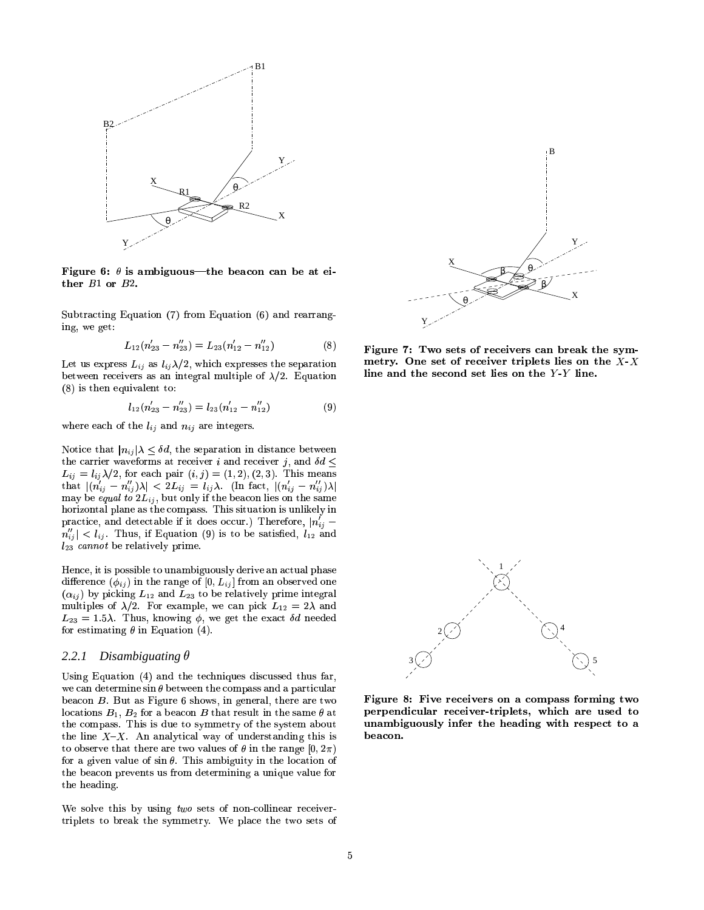**Figure 6: $\theta$ is ambiguous—the beacon can be at either $B1$ or $B2$.**

Subtracting Equation (7) from Equation (6) and rearranging, we get:

$$L_{12}(n'_{23} - n''_{23}) = L_{23}(n'_{12} - n''_{12}) \tag{8}$$

Let us express $L_{ij}$ as $l_{ij}\lambda/2$, which expresses the separation between receivers as an integral multiple of $\lambda/2$. Equation (8) is then equivalent to:

$$l_{12}(n'_{23} - n''_{23}) = l_{23}(n'_{12} - n''_{12}) \tag{9}$$

where each of the $l_{ij}$ and $n_{ij}$ are integers.

Notice that $|n_{ij}|\lambda \leq \delta d$, the separation in distance between the carrier waveforms at receiver $i$ and receiver $j$, and $\delta d \leq L_{ij} = l_{ij}\lambda/2$, for each pair $(i,j) = (1,2), (2,3)$. This means that $|(n'_{ij} - n''_{ij})\lambda| < 2L_{ij} = l_{ij}\lambda$. (In fact, $|(n'_{ij} - n''_{ij})\lambda|$ may be *equal to* $2L_{ij}$, but only if the beacon lies on the same horizontal plane as the compass. This situation is unlikely in practice, and detectable if it does occur.) Therefore, $|n'_{ij} - n''_{ij}| < l_{ij}$. Thus, if Equation (9) is to be satisfied, $l_{12}$ and $l_{23}$ *cannot* be relatively prime.

Hence, it is possible to unambiguously derive an actual phase difference ($\phi_{ij}$) in the range of $[0, L_{ij}]$ from an observed one ($\alpha_{ij}$) by picking $L_{12}$ and $L_{23}$ to be relatively prime integral multiples of $\lambda/2$. For example, we can pick $L_{12} = 2\lambda$ and $L_{23} = 1.5\lambda$. Thus, knowing $\phi$, we get the exact $\delta d$ needed for estimating $\theta$ in Equation (4).

### 2.2.1 Disambiguating $\theta$

Using Equation (4) and the techniques discussed thus far, we can determine $\sin\theta$ between the compass and a particular beacon $B$. But as Figure 6 shows, in general, there are two locations $B_1$, $B_2$ for a beacon $B$ that result in the same $\theta$ at the compass. This is due to symmetry of the system about the line $X$–$X$. An analytical way of understanding this is to observe that there are two values of $\theta$ in the range $[0, 2\pi)$ for a given value of $\sin\theta$. This ambiguity in the location of the beacon prevents us from determining a unique value for the heading.

We solve this by using *two* sets of non-collinear receiver-triplets to break the symmetry. We place the two sets of

**Figure 7: Two sets of receivers can break the symmetry. One set of receiver triplets lies on the $X$-$X$ line and the second set lies on the $Y$-$Y$ line.**

**Figure 8: Five receivers on a compass forming two perpendicular receiver-triplets, which are used to unambiguously infer the heading with respect to a beacon.**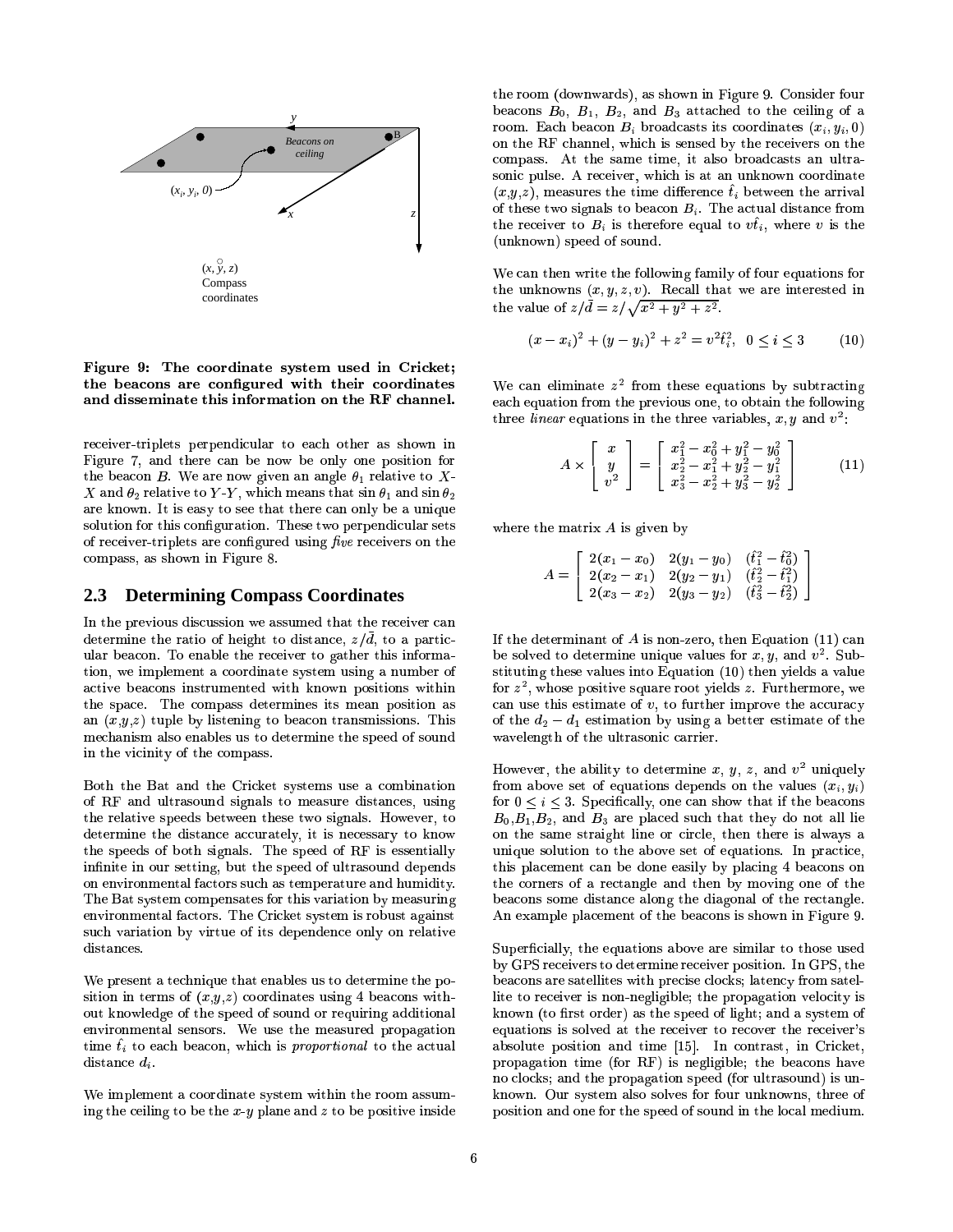Figure 9: The coordinate system used in Cricket; the beacons are configured with their coordinates and disseminate this information on the RF channel.

receiver-triplets perpendicular to each other as shown in Figure 7, and there can be now be only one position for the beacon $B$. We are now given an angle $\theta_1$ relative to $X$-$X$ and $\theta_2$ relative to $Y$-$Y$, which means that $\sin\theta_1$ and $\sin\theta_2$ are known. It is easy to see that there can only be a unique solution for this configuration. These two perpendicular sets of receiver-triplets are configured using *five* receivers on the compass, as shown in Figure 8.

## 2.3 Determining Compass Coordinates

In the previous discussion we assumed that the receiver can determine the ratio of height to distance, $z/\bar{d}$, to a particular beacon. To enable the receiver to gather this information, we implement a coordinate system using a number of active beacons instrumented with known positions within the space. The compass determines its mean position as an ($x$,$y$,$z$) tuple by listening to beacon transmissions. This mechanism also enables us to determine the speed of sound in the vicinity of the compass.

Both the Bat and the Cricket systems use a combination of RF and ultrasound signals to measure distances, using the relative speeds between these two signals. However, to determine the distance accurately, it is necessary to know the speeds of both signals. The speed of RF is essentially infinite in our setting, but the speed of ultrasound depends on environmental factors such as temperature and humidity. The Bat system compensates for this variation by measuring environmental factors. The Cricket system is robust against such variation by virtue of its dependence only on relative distances.

We present a technique that enables us to determine the position in terms of ($x$,$y$,$z$) coordinates using 4 beacons without knowledge of the speed of sound or requiring additional environmental sensors. We use the measured propagation time $\hat{t}_i$ to each beacon, which is *proportional* to the actual distance $d_i$.

We implement a coordinate system within the room assuming the ceiling to be the $x$-$y$ plane and $z$ to be positive inside the room (downwards), as shown in Figure 9. Consider four beacons $B_0$, $B_1$, $B_2$, and $B_3$ attached to the ceiling of a room. Each beacon $B_i$ broadcasts its coordinates $(x_i, y_i, 0)$ on the RF channel, which is sensed by the receivers on the compass. At the same time, it also broadcasts an ultrasonic pulse. A receiver, which is at an unknown coordinate ($x$,$y$,$z$), measures the time difference $\hat{t}_i$ between the arrival of these two signals to beacon $B_i$. The actual distance from the receiver to $B_i$ is therefore equal to $v\hat{t}_i$, where $v$ is the (unknown) speed of sound.

We can then write the following family of four equations for the unknowns $(x, y, z, v)$. Recall that we are interested in the value of $z/\bar{d} = z/\sqrt{x^2+y^2+z^2}$.

$$(x - x_i)^2 + (y - y_i)^2 + z^2 = v^2\hat{t}_i^2, \quad 0 \le i \le 3 \tag{10}$$

We can eliminate $z^2$ from these equations by subtracting each equation from the previous one, to obtain the following three *linear* equations in the three variables, $x, y$ and $v^2$:

$$A \times \begin{bmatrix} x \\ y \\ v^2 \end{bmatrix} = \begin{bmatrix} x_1^2 - x_0^2 + y_1^2 - y_0^2 \\ x_2^2 - x_1^2 + y_2^2 - y_1^2 \\ x_3^2 - x_2^2 + y_3^2 - y_2^2 \end{bmatrix} \tag{11}$$

where the matrix $A$ is given by

$$A = \begin{bmatrix} 2(x_1 - x_0) & 2(y_1 - y_0) & (\hat{t}_1^2 - \hat{t}_0^2) \\ 2(x_2 - x_1) & 2(y_2 - y_1) & (\hat{t}_2^2 - \hat{t}_1^2) \\ 2(x_3 - x_2) & 2(y_3 - y_2) & (\hat{t}_3^2 - \hat{t}_2^2) \end{bmatrix}$$

If the determinant of $A$ is non-zero, then Equation (11) can be solved to determine unique values for $x$, $y$, and $v^2$. Substituting these values into Equation (10) then yields a value for $z^2$, whose positive square root yields $z$. Furthermore, we can use this estimate of $v$, to further improve the accuracy of the $d_2 - d_1$ estimation by using a better estimate of the wavelength of the ultrasonic carrier.

However, the ability to determine $x$, $y$, $z$, and $v^2$ uniquely from above set of equations depends on the values $(x_i, y_i)$ for $0 \le i \le 3$. Specifically, one can show that if the beacons $B_0$,$B_1$,$B_2$, and $B_3$ are placed such that they do not all lie on the same straight line or circle, then there is always a unique solution to the above set of equations. In practice, this placement can be done easily by placing 4 beacons on the corners of a rectangle and then by moving one of the beacons some distance along the diagonal of the rectangle. An example placement of the beacons is shown in Figure 9.

Superficially, the equations above are similar to those used by GPS receivers to determine receiver position. In GPS, the beacons are satellites with precise clocks; latency from satellite to receiver is non-negligible; the propagation velocity is known (to first order) as the speed of light; and a system of equations is solved at the receiver to recover the receiver's absolute position and time [15]. In contrast, in Cricket, propagation time (for RF) is negligible; the beacons have no clocks; and the propagation speed (for ultrasound) is unknown. Our system also solves for four unknowns, three of position and one for the speed of sound in the local medium.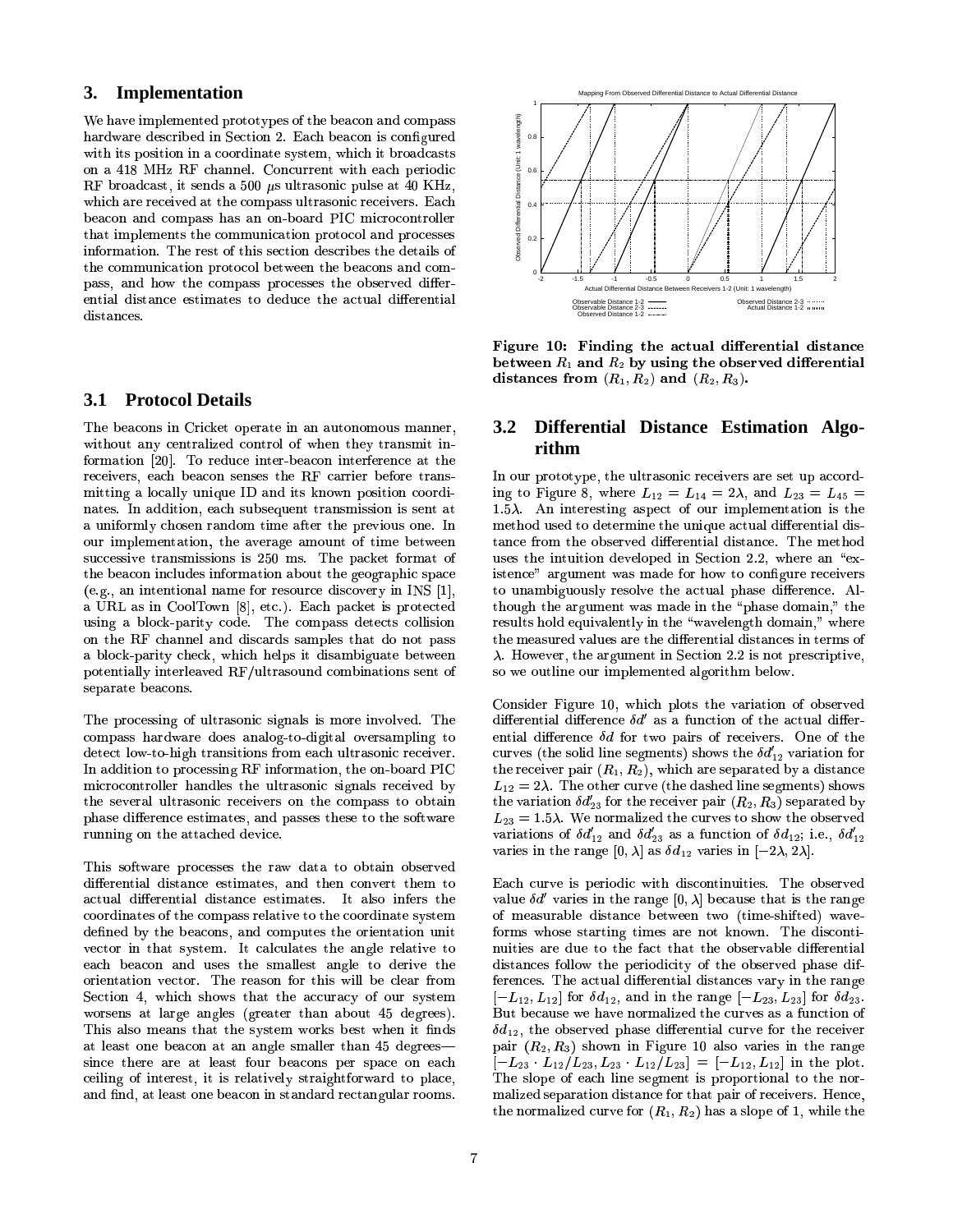## 3. Implementation

We have implemented prototypes of the beacon and compass hardware described in Section 2. Each beacon is configured with its position in a coordinate system, which it broadcasts on a 418 MHz RF channel. Concurrent with each periodic RF broadcast, it sends a 500 $\mu$s ultrasonic pulse at 40 KHz, which are received at the compass ultrasonic receivers. Each beacon and compass has an on-board PIC microcontroller that implements the communication protocol and processes information. The rest of this section describes the details of the communication protocol between the beacons and compass, and how the compass processes the observed differential distance estimates to deduce the actual differential distances.

### 3.1 Protocol Details

The beacons in Cricket operate in an autonomous manner, without any centralized control of when they transmit information [20]. To reduce inter-beacon interference at the receivers, each beacon senses the RF carrier before transmitting a locally unique ID and its known position coordinates. In addition, each subsequent transmission is sent at a uniformly chosen random time after the previous one. In our implementation, the average amount of time between successive transmissions is 250 ms. The packet format of the beacon includes information about the geographic space (e.g., an intentional name for resource discovery in INS [1], a URL as in CoolTown [8], etc.). Each packet is protected using a block-parity code. The compass detects collision on the RF channel and discards samples that do not pass a block-parity check, which helps it disambiguate between potentially interleaved RF/ultrasound combinations sent of separate beacons.

The processing of ultrasonic signals is more involved. The compass hardware does analog-to-digital oversampling to detect low-to-high transitions from each ultrasonic receiver. In addition to processing RF information, the on-board PIC microcontroller handles the ultrasonic signals received by the several ultrasonic receivers on the compass to obtain phase difference estimates, and passes these to the software running on the attached device.

This software processes the raw data to obtain observed differential distance estimates, and then convert them to actual differential distance estimates. It also infers the coordinates of the compass relative to the coordinate system defined by the beacons, and computes the orientation unit vector in that system. It calculates the angle relative to each beacon and uses the smallest angle to derive the orientation vector. The reason for this will be clear from Section 4, which shows that the accuracy of our system worsens at large angles (greater than about 45 degrees). This also means that the system works best when it finds at least one beacon at an angle smaller than 45 degrees—since there are at least four beacons per space on each ceiling of interest, it is relatively straightforward to place, and find, at least one beacon in standard rectangular rooms.

**Figure 10: Finding the actual differential distance between $R_1$ and $R_2$ by using the observed differential distances from $(R_1, R_2)$ and $(R_2, R_3)$.**

### 3.2 Differential Distance Estimation Algorithm

In our prototype, the ultrasonic receivers are set up according to Figure 8, where $L_{12} = L_{14} = 2\lambda$, and $L_{23} = L_{45} = 1.5\lambda$. An interesting aspect of our implementation is the method used to determine the unique actual differential distance from the observed differential distance. The method uses the intuition developed in Section 2.2, where an "existence" argument was made for how to configure receivers to unambiguously resolve the actual phase difference. Although the argument was made in the "phase domain," the results hold equivalently in the "wavelength domain," where the measured values are the differential distances in terms of $\lambda$. However, the argument in Section 2.2 is not prescriptive, so we outline our implemented algorithm below.

Consider Figure 10, which plots the variation of observed differential difference $\delta d'$ as a function of the actual differential difference $\delta d$ for two pairs of receivers. One of the curves (the solid line segments) shows the $\delta d'_{12}$ variation for the receiver pair $(R_1, R_2)$, which are separated by a distance $L_{12} = 2\lambda$. The other curve (the dashed line segments) shows the variation $\delta d'_{23}$ for the receiver pair $(R_2, R_3)$ separated by $L_{23} = 1.5\lambda$. We normalized the curves to show the observed variations of $\delta d'_{12}$ and $\delta d'_{23}$ as a function of $\delta d_{12}$; i.e., $\delta d'_{12}$ varies in the range $[0, \lambda]$ as $\delta d_{12}$ varies in $[-2\lambda, 2\lambda]$.

Each curve is periodic with discontinuities. The observed value $\delta d'$ varies in the range $[0, \lambda]$ because that is the range of measurable distance between two (time-shifted) waveforms whose starting times are not known. The discontinuities are due to the fact that the observable differential distances follow the periodicity of the observed phase differences. The actual differential distances vary in the range $[-L_{12}, L_{12}]$ for $\delta d_{12}$, and in the range $[-L_{23}, L_{23}]$ for $\delta d_{23}$. But because we have normalized the curves as a function of $\delta d_{12}$, the observed phase differential curve for the receiver pair $(R_2, R_3)$ shown in Figure 10 also varies in the range $[-L_{23} \cdot L_{12}/L_{23}, L_{23} \cdot L_{12}/L_{23}] = [-L_{12}, L_{12}]$ in the plot. The slope of each line segment is proportional to the normalized separation distance for that pair of receivers. Hence, the normalized curve for $(R_1, R_2)$ has a slope of 1, while the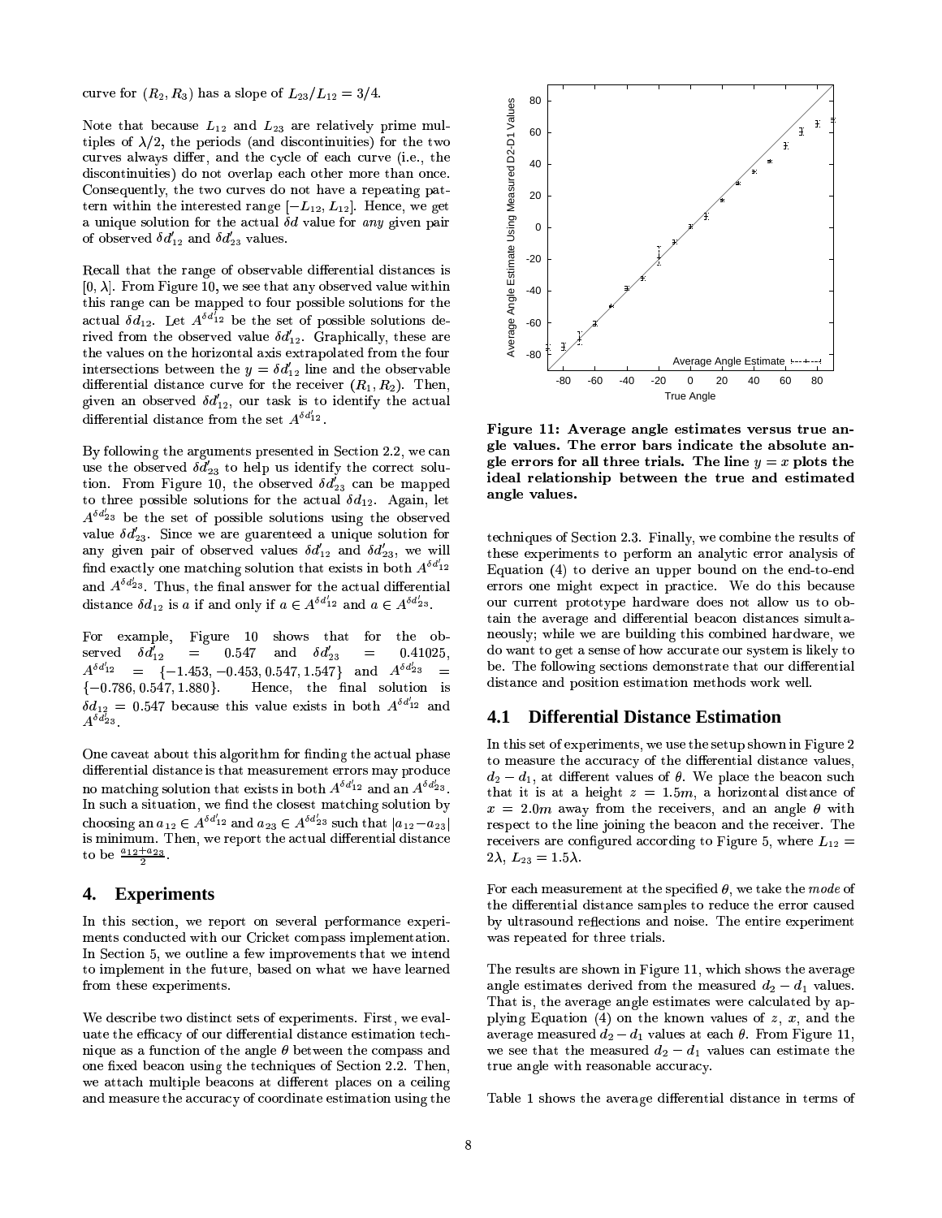curve for $(R_2, R_3)$ has a slope of $L_{23}/L_{12} = 3/4$.

Note that because $L_{12}$ and $L_{23}$ are relatively prime multiples of $\lambda/2$, the periods (and discontinuities) for the two curves always differ, and the cycle of each curve (i.e., the discontinuities) do not overlap each other more than once. Consequently, the two curves do not have a repeating pattern within the interested range $[-L_{12}, L_{12}]$. Hence, we get a unique solution for the actual $\delta d$ value for *any* given pair of observed $\delta d'_{12}$ and $\delta d'_{23}$ values.

Recall that the range of observable differential distances is $[0, \lambda]$. From Figure 10, we see that any observed value within this range can be mapped to four possible solutions for the actual $\delta d_{12}$. Let $A^{\delta d'_{12}}$ be the set of possible solutions derived from the observed value $\delta d'_{12}$. Graphically, these are the values on the horizontal axis extrapolated from the four intersections between the $y = \delta d'_{12}$ line and the observable differential distance curve for the receiver $(R_1, R_2)$. Then, given an observed $\delta d'_{12}$, our task is to identify the actual differential distance from the set $A^{\delta d'_{12}}$.

By following the arguments presented in Section 2.2, we can use the observed $\delta d'_{23}$ to help us identify the correct solution. From Figure 10, the observed $\delta d'_{23}$ can be mapped to three possible solutions for the actual $\delta d_{12}$. Again, let $A^{\delta d'_{23}}$ be the set of possible solutions using the observed value $\delta d'_{23}$. Since we are guarenteed a unique solution for any given pair of observed values $\delta d'_{12}$ and $\delta d'_{23}$, we will find exactly one matching solution that exists in both $A^{\delta d'_{12}}$ and $A^{\delta d'_{23}}$. Thus, the final answer for the actual differential distance $\delta d_{12}$ is $a$ if and only if $a \in A^{\delta d'_{12}}$ and $a \in A^{\delta d'_{23}}$.

For example, Figure 10 shows that for the observed $\delta d'_{12} = 0.547$ and $\delta d'_{23} = 0.41025$, $A^{\delta d'_{12}} = \{-1.453, -0.453, 0.547, 1.547\}$ and $A^{\delta d'_{23}} = \{-0.786, 0.547, 1.880\}$. Hence, the final solution is $\delta d_{12} = 0.547$ because this value exists in both $A^{\delta d'_{12}}$ and $A^{\delta d'_{23}}$.

One caveat about this algorithm for finding the actual phase differential distance is that measurement errors may produce no matching solution that exists in both $A^{\delta d'_{12}}$ and an $A^{\delta d'_{23}}$. In such a situation, we find the closest matching solution by choosing an $a_{12} \in A^{\delta d'_{12}}$ and $a_{23} \in A^{\delta d'_{23}}$ such that $|a_{12} - a_{23}|$ is minimum. Then, we report the actual differential distance to be $\frac{a_{12}+a_{23}}{2}$.

## 4. Experiments

In this section, we report on several performance experiments conducted with our Cricket compass implementation. In Section 5, we outline a few improvements that we intend to implement in the future, based on what we have learned from these experiments.

We describe two distinct sets of experiments. First, we evaluate the efficacy of our differential distance estimation technique as a function of the angle $\theta$ between the compass and one fixed beacon using the techniques of Section 2.2. Then, we attach multiple beacons at different places on a ceiling and measure the accuracy of coordinate estimation using the techniques of Section 2.3. Finally, we combine the results of these experiments to perform an analytic error analysis of Equation (4) to derive an upper bound on the end-to-end errors one might expect in practice. We do this because our current prototype hardware does not allow us to obtain the average and differential beacon distances simultaneously; while we are building this combined hardware, we do want to get a sense of how accurate our system is likely to be. The following sections demonstrate that our differential distance and position estimation methods work well.

**Figure 11: Average angle estimates versus true angle values. The error bars indicate the absolute angle errors for all three trials. The line $y = x$ plots the ideal relationship between the true and estimated angle values.**

### 4.1 Differential Distance Estimation

In this set of experiments, we use the setup shown in Figure 2 to measure the accuracy of the differential distance values, $d_2 - d_1$, at different values of $\theta$. We place the beacon such that it is at a height $z = 1.5m$, a horizontal distance of $x = 2.0m$ away from the receivers, and an angle $\theta$ with respect to the line joining the beacon and the receiver. The receivers are configured according to Figure 5, where $L_{12} = 2\lambda$, $L_{23} = 1.5\lambda$.

For each measurement at the specified $\theta$, we take the *mode* of the differential distance samples to reduce the error caused by ultrasound reflections and noise. The entire experiment was repeated for three trials.

The results are shown in Figure 11, which shows the average angle estimates derived from the measured $d_2 - d_1$ values. That is, the average angle estimates were calculated by applying Equation (4) on the known values of $z$, $x$, and the average measured $d_2 - d_1$ values at each $\theta$. From Figure 11, we see that the measured $d_2 - d_1$ values can estimate the true angle with reasonable accuracy.

Table 1 shows the average differential distance in terms of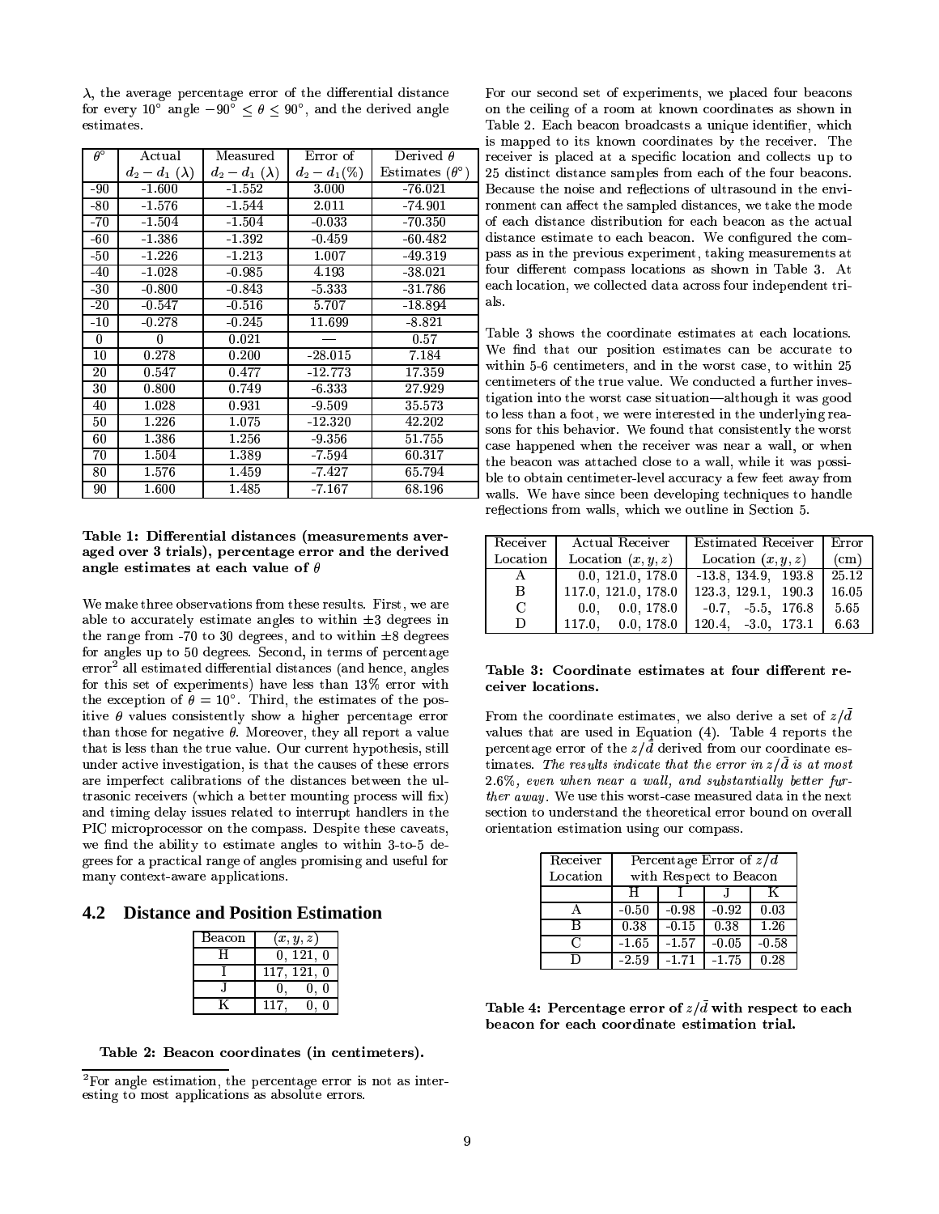$\lambda$, the average percentage error of the differential distance for every 10° angle $-90° \leq \theta \leq 90°$, and the derived angle estimates.

| $\theta°$ | Actual $d_2 - d_1$ ($\lambda$) | Measured $d_2 - d_1$ ($\lambda$) | Error of $d_2 - d_1$(%) | Derived $\theta$ Estimates ($\theta°$) |
|---|---|---|---|---|
| -90 | -1.600 | -1.552 | 3.000 | -76.021 |
| -80 | -1.576 | -1.544 | 2.011 | -74.901 |
| -70 | -1.504 | -1.504 | -0.033 | -70.350 |
| -60 | -1.386 | -1.392 | -0.459 | -60.482 |
| -50 | -1.226 | -1.213 | 1.007 | -49.319 |
| -40 | -1.028 | -0.985 | 4.193 | -38.021 |
| -30 | -0.800 | -0.843 | -5.333 | -31.786 |
| -20 | -0.547 | -0.516 | 5.707 | -18.894 |
| -10 | -0.278 | -0.245 | 11.699 | -8.821 |
| 0 | 0 | 0.021 | — | 0.57 |
| 10 | 0.278 | 0.200 | -28.015 | 7.184 |
| 20 | 0.547 | 0.477 | -12.773 | 17.359 |
| 30 | 0.800 | 0.749 | -6.333 | 27.929 |
| 40 | 1.028 | 0.931 | -9.509 | 35.573 |
| 50 | 1.226 | 1.075 | -12.320 | 42.202 |
| 60 | 1.386 | 1.256 | -9.356 | 51.755 |
| 70 | 1.504 | 1.389 | -7.594 | 60.317 |
| 80 | 1.576 | 1.459 | -7.427 | 65.794 |
| 90 | 1.600 | 1.485 | -7.167 | 68.196 |

**Table 1: Differential distances (measurements averaged over 3 trials), percentage error and the derived angle estimates at each value of $\theta$**

We make three observations from these results. First, we are able to accurately estimate angles to within ±3 degrees in the range from -70 to 30 degrees, and to within ±8 degrees for angles up to 50 degrees. Second, in terms of percentage error[2] all estimated differential distances (and hence, angles for this set of experiments) have less than 13% error with the exception of $\theta = 10°$. Third, the estimates of the positive $\theta$ values consistently show a higher percentage error than those for negative $\theta$. Moreover, they all report a value that is less than the true value. Our current hypothesis, still under active investigation, is that the causes of these errors are imperfect calibrations of the distances between the ultrasonic receivers (which a better mounting process will fix) and timing delay issues related to interrupt handlers in the PIC microprocessor on the compass. Despite these caveats, we find the ability to estimate angles to within 3-to-5 degrees for a practical range of angles promising and useful for many context-aware applications.

## 4.2 Distance and Position Estimation

| Beacon | $(x, y, z)$ |
|---|---|
| H | 0, 121, 0 |
| I | 117, 121, 0 |
| J | 0, 0, 0 |
| K | 117, 0, 0 |

**Table 2: Beacon coordinates (in centimeters).**

[2]For angle estimation, the percentage error is not as interesting to most applications as absolute errors.

For our second set of experiments, we placed four beacons on the ceiling of a room at known coordinates as shown in Table 2. Each beacon broadcasts a unique identifier, which is mapped to its known coordinates by the receiver. The receiver is placed at a specific location and collects up to 25 distinct distance samples from each of the four beacons. Because the noise and reflections of ultrasound in the environment can affect the sampled distances, we take the mode of each distance distribution for each beacon as the actual distance estimate to each beacon. We configured the compass as in the previous experiment, taking measurements at four different compass locations as shown in Table 3. At each location, we collected data across four independent trials.

Table 3 shows the coordinate estimates at each locations. We find that our position estimates can be accurate to within 5-6 centimeters, and in the worst case, to within 25 centimeters of the true value. We conducted a further investigation into the worst case situation—although it was good to less than a foot, we were interested in the underlying reasons for this behavior. We found that consistently the worst case happened when the receiver was near a wall, or when the beacon was attached close to a wall, while it was possible to obtain centimeter-level accuracy a few feet away from walls. We have since been developing techniques to handle reflections from walls, which we outline in Section 5.

| Receiver Location | Actual Receiver Location $(x, y, z)$ | Estimated Receiver Location $(x, y, z)$ | Error (cm) |
|---|---|---|---|
| A | 0.0, 121.0, 178.0 | -13.8, 134.9, 193.8 | 25.12 |
| B | 117.0, 121.0, 178.0 | 123.3, 129.1, 190.3 | 16.05 |
| C | 0.0, 0.0, 178.0 | -0.7, -5.5, 176.8 | 5.65 |
| D | 117.0, 0.0, 178.0 | 120.4, -3.0, 173.1 | 6.63 |

**Table 3: Coordinate estimates at four different receiver locations.**

From the coordinate estimates, we also derive a set of $z/\bar{d}$ values that are used in Equation (4). Table 4 reports the percentage error of the $z/\bar{d}$ derived from our coordinate estimates. *The results indicate that the error in $z/\bar{d}$ is at most 2.6%, even when near a wall, and substantially better further away.* We use this worst-case measured data in the next section to understand the theoretical error bound on overall orientation estimation using our compass.

| Receiver Location | Percentage Error of $z/d$ with Respect to Beacon | | | |
|---|---|---|---|---|
| | H | I | J | K |
| A | -0.50 | -0.98 | -0.92 | 0.03 |
| B | 0.38 | -0.15 | 0.38 | 1.26 |
| C | -1.65 | -1.57 | -0.05 | -0.58 |
| D | -2.59 | -1.71 | -1.75 | 0.28 |

**Table 4: Percentage error of $z/\bar{d}$ with respect to each beacon for each coordinate estimation trial.**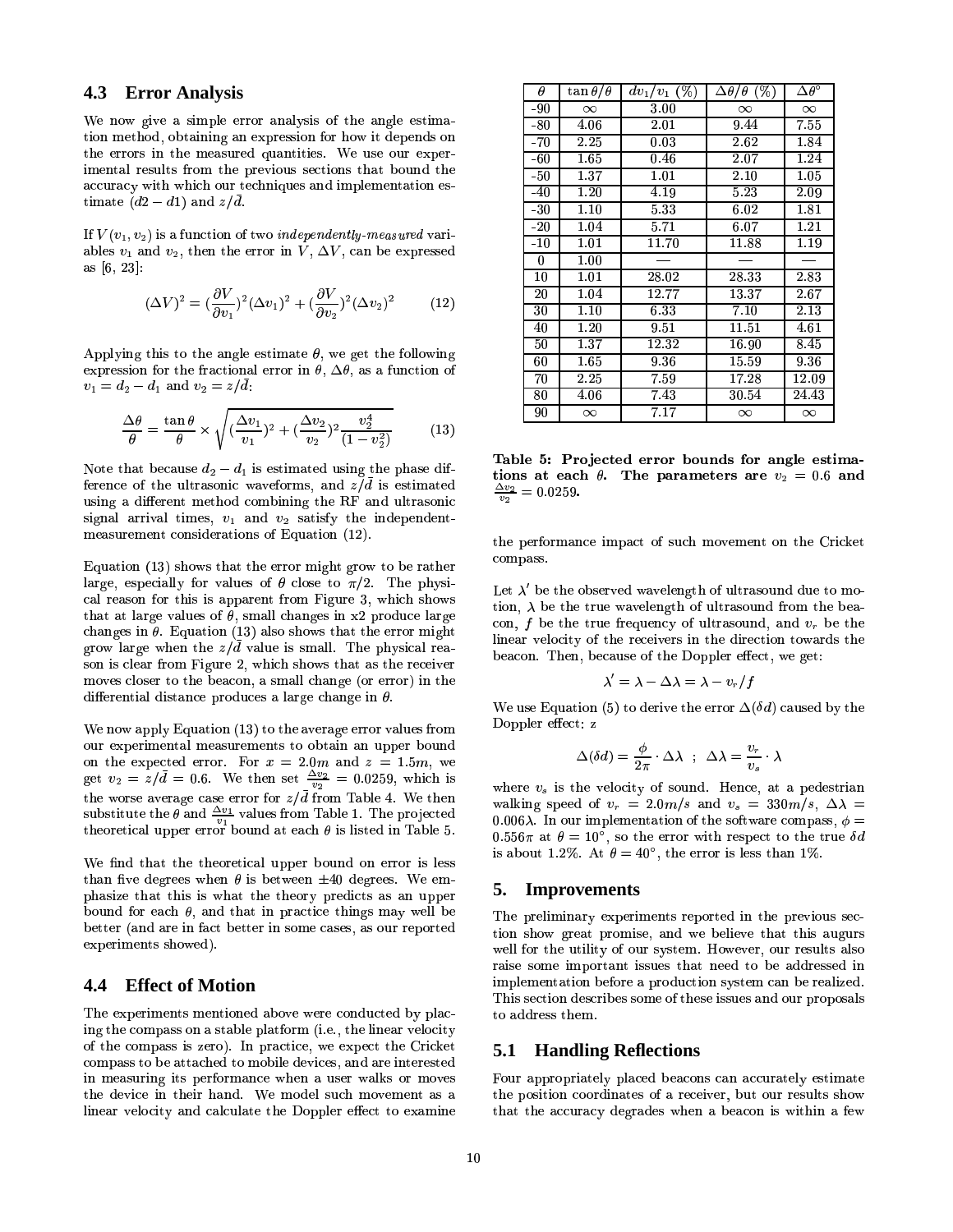### 4.3 Error Analysis

We now give a simple error analysis of the angle estimation method, obtaining an expression for how it depends on the errors in the measured quantities. We use our experimental results from the previous sections that bound the accuracy with which our techniques and implementation estimate $(d2 - d1)$ and $z/\bar{d}$.

If $V(v_1, v_2)$ is a function of two *independently-measured* variables $v_1$ and $v_2$, then the error in $V$, $\Delta V$, can be expressed as [6, 23]:

$$(\Delta V)^2 = (\frac{\partial V}{\partial v_1})^2 (\Delta v_1)^2 + (\frac{\partial V}{\partial v_2})^2 (\Delta v_2)^2 \qquad (12)$$

Applying this to the angle estimate $\theta$, we get the following expression for the fractional error in $\theta$, $\Delta\theta$, as a function of $v_1 = d_2 - d_1$ and $v_2 = z/\bar{d}$:

$$\frac{\Delta\theta}{\theta} = \frac{\tan\theta}{\theta} \times \sqrt{(\frac{\Delta v_1}{v_1})^2 + (\frac{\Delta v_2}{v_2})^2 \frac{v_2^4}{(1 - v_2^2)}} \qquad (13)$$

Note that because $d_2 - d_1$ is estimated using the phase difference of the ultrasonic waveforms, and $z/\bar{d}$ is estimated using a different method combining the RF and ultrasonic signal arrival times, $v_1$ and $v_2$ satisfy the independent-measurement considerations of Equation (12).

Equation (13) shows that the error might grow to be rather large, especially for values of $\theta$ close to $\pi/2$. The physical reason for this is apparent from Figure 3, which shows that at large values of $\theta$, small changes in x2 produce large changes in $\theta$. Equation (13) also shows that the error might grow large when the $z/\bar{d}$ value is small. The physical reason is clear from Figure 2, which shows that as the receiver moves closer to the beacon, a small change (or error) in the differential distance produces a large change in $\theta$.

We now apply Equation (13) to the average error values from our experimental measurements to obtain an upper bound on the expected error. For $x = 2.0m$ and $z = 1.5m$, we get $v_2 = z/\bar{d} = 0.6$. We then set $\frac{\Delta v_2}{v_2} = 0.0259$, which is the worse average case error for $z/\bar{d}$ from Table 4. We then substitute the $\theta$ and $\frac{\Delta v_1}{v_1}$ values from Table 1. The projected theoretical upper error bound at each $\theta$ is listed in Table 5.

| $\theta$ | $\tan\theta/\theta$ | $dv_1/v_1$ (%) | $\Delta\theta/\theta$ (%) | $\Delta\theta^\circ$ |
|---|---|---|---|---|
| -90 | $\infty$ | 3.00 | $\infty$ | $\infty$ |
| -80 | 4.06 | 2.01 | 9.44 | 7.55 |
| -70 | 2.25 | 0.03 | 2.62 | 1.84 |
| -60 | 1.65 | 0.46 | 2.07 | 1.24 |
| -50 | 1.37 | 1.01 | 2.10 | 1.05 |
| -40 | 1.20 | 4.19 | 5.23 | 2.09 |
| -30 | 1.10 | 5.33 | 6.02 | 1.81 |
| -20 | 1.04 | 5.71 | 6.07 | 1.21 |
| -10 | 1.01 | 11.70 | 11.88 | 1.19 |
| 0 | 1.00 | — | — | — |
| 10 | 1.01 | 28.02 | 28.33 | 2.83 |
| 20 | 1.04 | 12.77 | 13.37 | 2.67 |
| 30 | 1.10 | 6.33 | 7.10 | 2.13 |
| 40 | 1.20 | 9.51 | 11.51 | 4.61 |
| 50 | 1.37 | 12.32 | 16.90 | 8.45 |
| 60 | 1.65 | 9.36 | 15.59 | 9.36 |
| 70 | 2.25 | 7.59 | 17.28 | 12.09 |
| 80 | 4.06 | 7.43 | 30.54 | 24.43 |
| 90 | $\infty$ | 7.17 | $\infty$ | $\infty$ |

**Table 5: Projected error bounds for angle estimations at each $\theta$. The parameters are $v_2 = 0.6$ and $\frac{\Delta v_2}{v_2} = 0.0259$.**

We find that the theoretical upper bound on error is less than five degrees when $\theta$ is between $\pm 40$ degrees. We emphasize that this is what the theory predicts as an upper bound for each $\theta$, and that in practice things may well be better (and are in fact better in some cases, as our reported experiments showed).

### 4.4 Effect of Motion

The experiments mentioned above were conducted by placing the compass on a stable platform (i.e., the linear velocity of the compass is zero). In practice, we expect the Cricket compass to be attached to mobile devices, and are interested in measuring its performance when a user walks or moves the device in their hand. We model such movement as a linear velocity and calculate the Doppler effect to examine the performance impact of such movement on the Cricket compass.

Let $\lambda'$ be the observed wavelength of ultrasound due to motion, $\lambda$ be the true wavelength of ultrasound from the beacon, $f$ be the true frequency of ultrasound, and $v_r$ be the linear velocity of the receivers in the direction towards the beacon. Then, because of the Doppler effect, we get:

$$\lambda' = \lambda - \Delta\lambda = \lambda - v_r/f$$

We use Equation (5) to derive the error $\Delta(\delta d)$ caused by the Doppler effect: z

$$\Delta(\delta d) = \frac{\phi}{2\pi} \cdot \Delta\lambda \;\; ; \;\; \Delta\lambda = \frac{v_r}{v_s} \cdot \lambda$$

where $v_s$ is the velocity of sound. Hence, at a pedestrian walking speed of $v_r = 2.0m/s$ and $v_s = 330m/s$, $\Delta\lambda = 0.006\lambda$. In our implementation of the software compass, $\phi = 0.556\pi$ at $\theta = 10^\circ$, so the error with respect to the true $\delta d$ is about 1.2%. At $\theta = 40^\circ$, the error is less than 1%.

## 5. Improvements

The preliminary experiments reported in the previous section show great promise, and we believe that this augurs well for the utility of our system. However, our results also raise some important issues that need to be addressed in implementation before a production system can be realized. This section describes some of these issues and our proposals to address them.

### 5.1 Handling Reflections

Four appropriately placed beacons can accurately estimate the position coordinates of a receiver, but our results show that the accuracy degrades when a beacon is within a few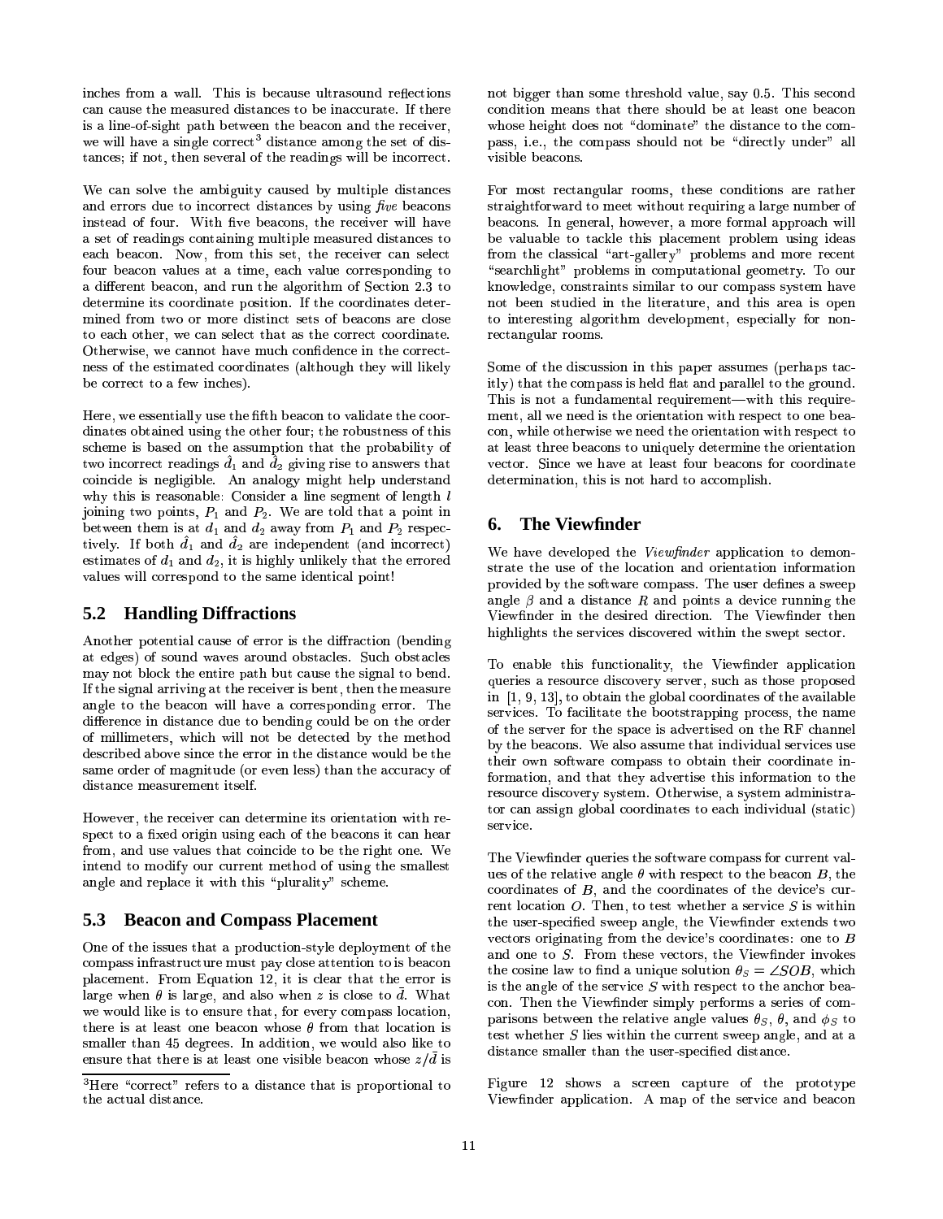inches from a wall. This is because ultrasound reflections can cause the measured distances to be inaccurate. If there is a line-of-sight path between the beacon and the receiver, we will have a single correct[3] distance among the set of distances; if not, then several of the readings will be incorrect.

We can solve the ambiguity caused by multiple distances and errors due to incorrect distances by using *five* beacons instead of four. With five beacons, the receiver will have a set of readings containing multiple measured distances to each beacon. Now, from this set, the receiver can select four beacon values at a time, each value corresponding to a different beacon, and run the algorithm of Section 2.3 to determine its coordinate position. If the coordinates determined from two or more distinct sets of beacons are close to each other, we can select that as the correct coordinate. Otherwise, we cannot have much confidence in the correctness of the estimated coordinates (although they will likely be correct to a few inches).

Here, we essentially use the fifth beacon to validate the coordinates obtained using the other four; the robustness of this scheme is based on the assumption that the probability of two incorrect readings $\hat{d}_1$ and $\hat{d}_2$ giving rise to answers that coincide is negligible. An analogy might help understand why this is reasonable: Consider a line segment of length $l$ joining two points, $P_1$ and $P_2$. We are told that a point in between them is at $d_1$ and $d_2$ away from $P_1$ and $P_2$ respectively. If both $\hat{d}_1$ and $\hat{d}_2$ are independent (and incorrect) estimates of $d_1$ and $d_2$, it is highly unlikely that the errored values will correspond to the same identical point!

## 5.2 Handling Diffractions

Another potential cause of error is the diffraction (bending at edges) of sound waves around obstacles. Such obstacles may not block the entire path but cause the signal to bend. If the signal arriving at the receiver is bent, then the measure angle to the beacon will have a corresponding error. The difference in distance due to bending could be on the order of millimeters, which will not be detected by the method described above since the error in the distance would be the same order of magnitude (or even less) than the accuracy of distance measurement itself.

However, the receiver can determine its orientation with respect to a fixed origin using each of the beacons it can hear from, and use values that coincide to be the right one. We intend to modify our current method of using the smallest angle and replace it with this "plurality" scheme.

## 5.3 Beacon and Compass Placement

One of the issues that a production-style deployment of the compass infrastructure must pay close attention to is beacon placement. From Equation 12, it is clear that the error is large when $\theta$ is large, and also when $z$ is close to $\bar{d}$. What we would like is to ensure that, for every compass location, there is at least one beacon whose $\theta$ from that location is smaller than 45 degrees. In addition, we would also like to ensure that there is at least one visible beacon whose $z/\bar{d}$ is not bigger than some threshold value, say 0.5. This second condition means that there should be at least one beacon whose height does not "dominate" the distance to the compass, i.e., the compass should not be "directly under" all visible beacons.

For most rectangular rooms, these conditions are rather straightforward to meet without requiring a large number of beacons. In general, however, a more formal approach will be valuable to tackle this placement problem using ideas from the classical "art-gallery" problems and more recent "searchlight" problems in computational geometry. To our knowledge, constraints similar to our compass system have not been studied in the literature, and this area is open to interesting algorithm development, especially for non-rectangular rooms.

Some of the discussion in this paper assumes (perhaps tacitly) that the compass is held flat and parallel to the ground. This is not a fundamental requirement—with this requirement, all we need is the orientation with respect to one beacon, while otherwise we need the orientation with respect to at least three beacons to uniquely determine the orientation vector. Since we have at least four beacons for coordinate determination, this is not hard to accomplish.

# 6. The Viewfinder

We have developed the *Viewfinder* application to demonstrate the use of the location and orientation information provided by the software compass. The user defines a sweep angle $\beta$ and a distance $R$ and points a device running the Viewfinder in the desired direction. The Viewfinder then highlights the services discovered within the swept sector.

To enable this functionality, the Viewfinder application queries a resource discovery server, such as those proposed in [1, 9, 13], to obtain the global coordinates of the available services. To facilitate the bootstrapping process, the name of the server for the space is advertised on the RF channel by the beacons. We also assume that individual services use their own software compass to obtain their coordinate information, and that they advertise this information to the resource discovery system. Otherwise, a system administrator can assign global coordinates to each individual (static) service.

The Viewfinder queries the software compass for current values of the relative angle $\theta$ with respect to the beacon $B$, the coordinates of $B$, and the coordinates of the device's current location $O$. Then, to test whether a service $S$ is within the user-specified sweep angle, the Viewfinder extends two vectors originating from the device's coordinates: one to $B$ and one to $S$. From these vectors, the Viewfinder invokes the cosine law to find a unique solution $\theta_S = \angle SOB$, which is the angle of the service $S$ with respect to the anchor beacon. Then the Viewfinder simply performs a series of comparisons between the relative angle values $\theta_S$, $\theta$, and $\phi_S$ to test whether $S$ lies within the current sweep angle, and at a distance smaller than the user-specified distance.

Figure 12 shows a screen capture of the prototype Viewfinder application. A map of the service and beacon

[3]Here "correct" refers to a distance that is proportional to the actual distance.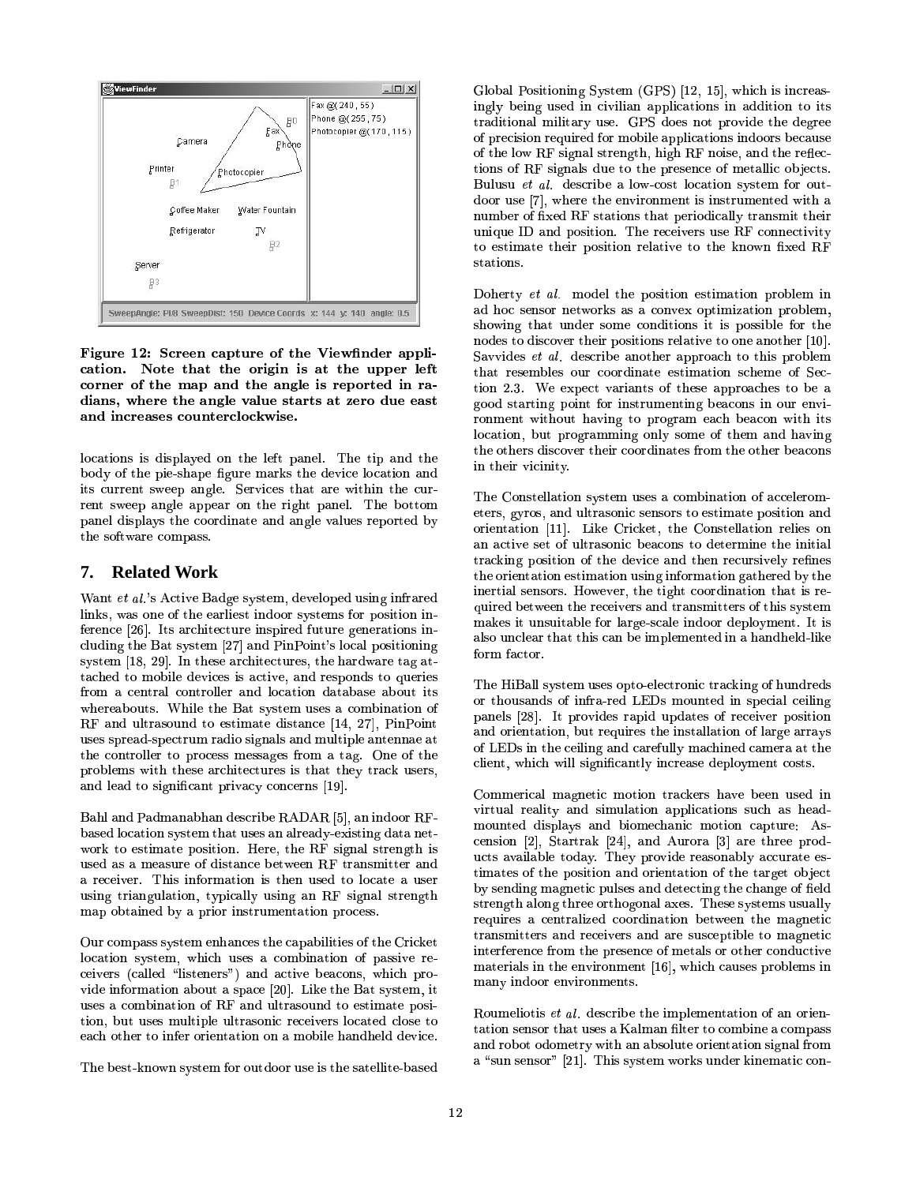Figure 12: **Screen capture of the Viewfinder application. Note that the origin is at the upper left corner of the map and the angle is reported in radians, where the angle value starts at zero due east and increases counterclockwise.**

locations is displayed on the left panel. The tip and the body of the pie-shape figure marks the device location and its current sweep angle. Services that are within the current sweep angle appear on the right panel. The bottom panel displays the coordinate and angle values reported by the software compass.

## 7. Related Work

Want *et al.*'s Active Badge system, developed using infrared links, was one of the earliest indoor systems for position inference [26]. Its architecture inspired future generations including the Bat system [27] and PinPoint's local positioning system [18, 29]. In these architectures, the hardware tag attached to mobile devices is active, and responds to queries from a central controller and location database about its whereabouts. While the Bat system uses a combination of RF and ultrasound to estimate distance [14, 27], PinPoint uses spread-spectrum radio signals and multiple antennae at the controller to process messages from a tag. One of the problems with these architectures is that they track users, and lead to significant privacy concerns [19].

Bahl and Padmanabhan describe RADAR [5], an indoor RF-based location system that uses an already-existing data network to estimate position. Here, the RF signal strength is used as a measure of distance between RF transmitter and a receiver. This information is then used to locate a user using triangulation, typically using an RF signal strength map obtained by a prior instrumentation process.

Our compass system enhances the capabilities of the Cricket location system, which uses a combination of passive receivers (called "listeners") and active beacons, which provide information about a space [20]. Like the Bat system, it uses a combination of RF and ultrasound to estimate position, but uses multiple ultrasonic receivers located close to each other to infer orientation on a mobile handheld device.

The best-known system for outdoor use is the satellite-based Global Positioning System (GPS) [12, 15], which is increasingly being used in civilian applications in addition to its traditional military use. GPS does not provide the degree of precision required for mobile applications indoors because of the low RF signal strength, high RF noise, and the reflections of RF signals due to the presence of metallic objects. Bulusu *et al.* describe a low-cost location system for outdoor use [7], where the environment is instrumented with a number of fixed RF stations that periodically transmit their unique ID and position. The receivers use RF connectivity to estimate their position relative to the known fixed RF stations.

Doherty *et al.* model the position estimation problem in ad hoc sensor networks as a convex optimization problem, showing that under some conditions it is possible for the nodes to discover their positions relative to one another [10]. Savvides *et al.* describe another approach to this problem that resembles our coordinate estimation scheme of Section 2.3. We expect variants of these approaches to be a good starting point for instrumenting beacons in our environment without having to program each beacon with its location, but programming only some of them and having the others discover their coordinates from the other beacons in their vicinity.

The Constellation system uses a combination of accelerometers, gyros, and ultrasonic sensors to estimate position and orientation [11]. Like Cricket, the Constellation relies on an active set of ultrasonic beacons to determine the initial tracking position of the device and then recursively refines the orientation estimation using information gathered by the inertial sensors. However, the tight coordination that is required between the receivers and transmitters of this system makes it unsuitable for large-scale indoor deployment. It is also unclear that this can be implemented in a handheld-like form factor.

The HiBall system uses opto-electronic tracking of hundreds or thousands of infra-red LEDs mounted in special ceiling panels [28]. It provides rapid updates of receiver position and orientation, but requires the installation of large arrays of LEDs in the ceiling and carefully machined camera at the client, which will significantly increase deployment costs.

Commerical magnetic motion trackers have been used in virtual reality and simulation applications such as head-mounted displays and biomechanic motion capture: Ascension [2], Startrak [24], and Aurora [3] are three products available today. They provide reasonably accurate estimates of the position and orientation of the target object by sending magnetic pulses and detecting the change of field strength along three orthogonal axes. These systems usually requires a centralized coordination between the magnetic transmitters and receivers and are susceptible to magnetic interference from the presence of metals or other conductive materials in the environment [16], which causes problems in many indoor environments.

Roumeliotis *et al.* describe the implementation of an orientation sensor that uses a Kalman filter to combine a compass and robot odometry with an absolute orientation signal from a "sun sensor" [21]. This system works under kinematic con-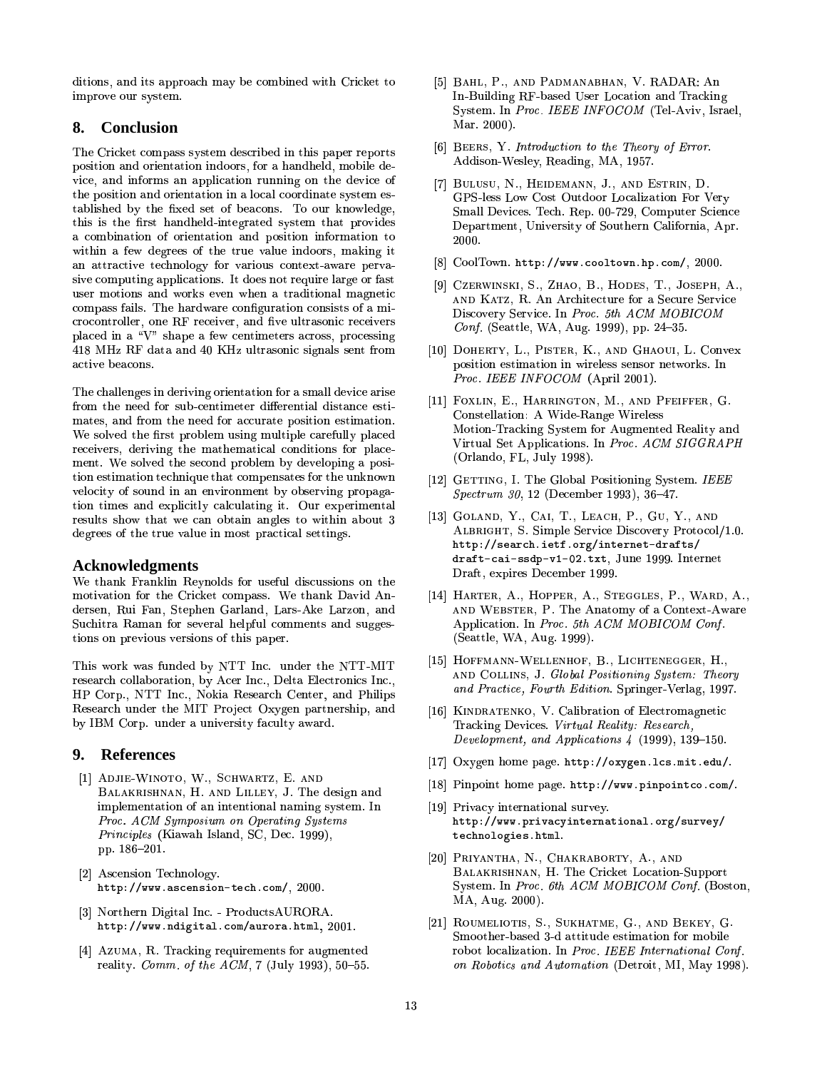ditions, and its approach may be combined with Cricket to improve our system.

## 8. Conclusion

The Cricket compass system described in this paper reports position and orientation indoors, for a handheld, mobile device, and informs an application running on the device of the position and orientation in a local coordinate system established by the fixed set of beacons. To our knowledge, this is the first handheld-integrated system that provides a combination of orientation and position information to within a few degrees of the true value indoors, making it an attractive technology for various context-aware pervasive computing applications. It does not require large or fast user motions and works even when a traditional magnetic compass fails. The hardware configuration consists of a microcontroller, one RF receiver, and five ultrasonic receivers placed in a "V" shape a few centimeters across, processing 418 MHz RF data and 40 KHz ultrasonic signals sent from active beacons.

The challenges in deriving orientation for a small device arise from the need for sub-centimeter differential distance estimates, and from the need for accurate position estimation. We solved the first problem using multiple carefully placed receivers, deriving the mathematical conditions for placement. We solved the second problem by developing a position estimation technique that compensates for the unknown velocity of sound in an environment by observing propagation times and explicitly calculating it. Our experimental results show that we can obtain angles to within about 3 degrees of the true value in most practical settings.

## Acknowledgments

We thank Franklin Reynolds for useful discussions on the motivation for the Cricket compass. We thank David Andersen, Rui Fan, Stephen Garland, Lars-Ake Larzon, and Suchitra Raman for several helpful comments and suggestions on previous versions of this paper.

This work was funded by NTT Inc. under the NTT-MIT research collaboration, by Acer Inc., Delta Electronics Inc., HP Corp., NTT Inc., Nokia Research Center, and Philips Research under the MIT Project Oxygen partnership, and by IBM Corp. under a university faculty award.

## 9. References

[1] Adjie-Winoto, W., Schwartz, E. and Balakrishnan, H. and Lilley, J. The design and implementation of an intentional naming system. In *Proc. ACM Symposium on Operating Systems Principles* (Kiawah Island, SC, Dec. 1999), pp. 186–201.

[2] Ascension Technology. `http://www.ascension-tech.com/`, 2000.

[3] Northern Digital Inc. - ProductsAURORA. `http://www.ndigital.com/aurora.html`, 2001.

[4] Azuma, R. Tracking requirements for augmented reality. *Comm. of the ACM*, 7 (July 1993), 50–55.

[5] Bahl, P., and Padmanabhan, V. RADAR: An In-Building RF-based User Location and Tracking System. In *Proc. IEEE INFOCOM* (Tel-Aviv, Israel, Mar. 2000).

[6] Beers, Y. *Introduction to the Theory of Error*. Addison-Wesley, Reading, MA, 1957.

[7] Bulusu, N., Heidemann, J., and Estrin, D. GPS-less Low Cost Outdoor Localization For Very Small Devices. Tech. Rep. 00-729, Computer Science Department, University of Southern California, Apr. 2000.

[8] CoolTown. `http://www.cooltown.hp.com/`, 2000.

[9] Czerwinski, S., Zhao, B., Hodes, T., Joseph, A., and Katz, R. An Architecture for a Secure Service Discovery Service. In *Proc. 5th ACM MOBICOM Conf.* (Seattle, WA, Aug. 1999), pp. 24–35.

[10] Doherty, L., Pister, K., and Ghaoui, L. Convex position estimation in wireless sensor networks. In *Proc. IEEE INFOCOM* (April 2001).

[11] Foxlin, E., Harrington, M., and Pfeiffer, G. Constellation: A Wide-Range Wireless Motion-Tracking System for Augmented Reality and Virtual Set Applications. In *Proc. ACM SIGGRAPH* (Orlando, FL, July 1998).

[12] Getting, I. The Global Positioning System. *IEEE Spectrum 30*, 12 (December 1993), 36–47.

[13] Goland, Y., Cai, T., Leach, P., Gu, Y., and Albright, S. Simple Service Discovery Protocol/1.0. `http://search.ietf.org/internet-drafts/draft-cai-ssdp-v1-02.txt`, June 1999. Internet Draft, expires December 1999.

[14] Harter, A., Hopper, A., Steggles, P., Ward, A., and Webster, P. The Anatomy of a Context-Aware Application. In *Proc. 5th ACM MOBICOM Conf.* (Seattle, WA, Aug. 1999).

[15] Hoffmann-Wellenhof, B., Lichtenegger, H., and Collins, J. *Global Positioning System: Theory and Practice, Fourth Edition*. Springer-Verlag, 1997.

[16] Kindratenko, V. Calibration of Electromagnetic Tracking Devices. *Virtual Reality: Research, Development, and Applications 4* (1999), 139–150.

[17] Oxygen home page. `http://oxygen.lcs.mit.edu/`.

[18] Pinpoint home page. `http://www.pinpointco.com/`.

[19] Privacy international survey. `http://www.privacyinternational.org/survey/technologies.html`.

[20] Priyantha, N., Chakraborty, A., and Balakrishnan, H. The Cricket Location-Support System. In *Proc. 6th ACM MOBICOM Conf.* (Boston, MA, Aug. 2000).

[21] Roumeliotis, S., Sukhatme, G., and Bekey, G. Smoother-based 3-d attitude estimation for mobile robot localization. In *Proc. IEEE International Conf. on Robotics and Automation* (Detroit, MI, May 1998).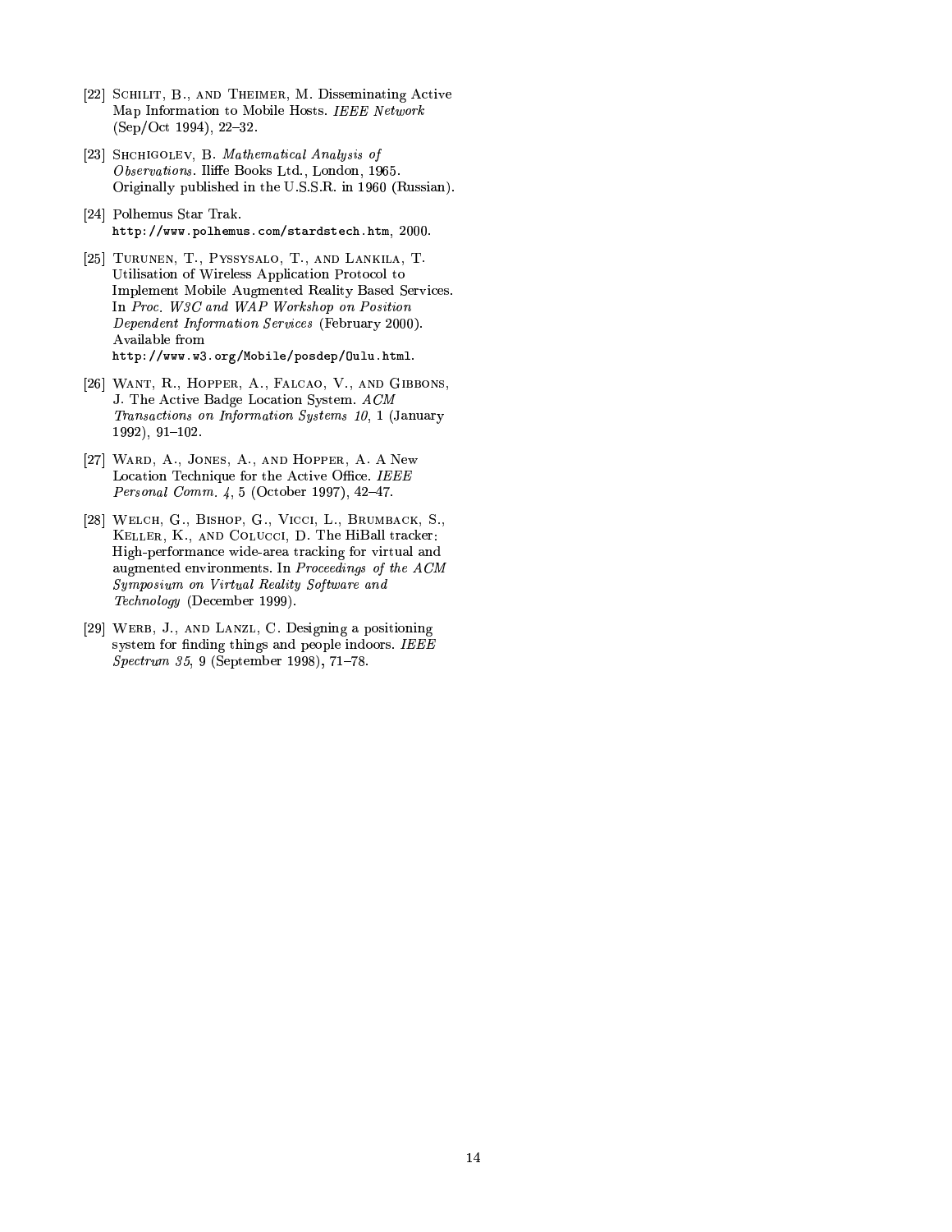[22] Schilit, B., and Theimer, M. Disseminating Active Map Information to Mobile Hosts. *IEEE Network* (Sep/Oct 1994), 22–32.

[23] Shchigolev, B. *Mathematical Analysis of Observations*. Iliffe Books Ltd., London, 1965. Originally published in the U.S.S.R. in 1960 (Russian).

[24] Polhemus Star Trak. `http://www.polhemus.com/stardstech.htm`, 2000.

[25] Turunen, T., Pyssysalo, T., and Lankila, T. Utilisation of Wireless Application Protocol to Implement Mobile Augmented Reality Based Services. In *Proc. W3C and WAP Workshop on Position Dependent Information Services* (February 2000). Available from `http://www.w3.org/Mobile/posdep/Oulu.html`.

[26] Want, R., Hopper, A., Falcao, V., and Gibbons, J. The Active Badge Location System. *ACM Transactions on Information Systems 10*, 1 (January 1992), 91–102.

[27] Ward, A., Jones, A., and Hopper, A. A New Location Technique for the Active Office. *IEEE Personal Comm. 4*, 5 (October 1997), 42–47.

[28] Welch, G., Bishop, G., Vicci, L., Brumback, S., Keller, K., and Colucci, D. The HiBall tracker: High-performance wide-area tracking for virtual and augmented environments. In *Proceedings of the ACM Symposium on Virtual Reality Software and Technology* (December 1999).

[29] Werb, J., and Lanzl, C. Designing a positioning system for finding things and people indoors. *IEEE Spectrum 35*, 9 (September 1998), 71–78.